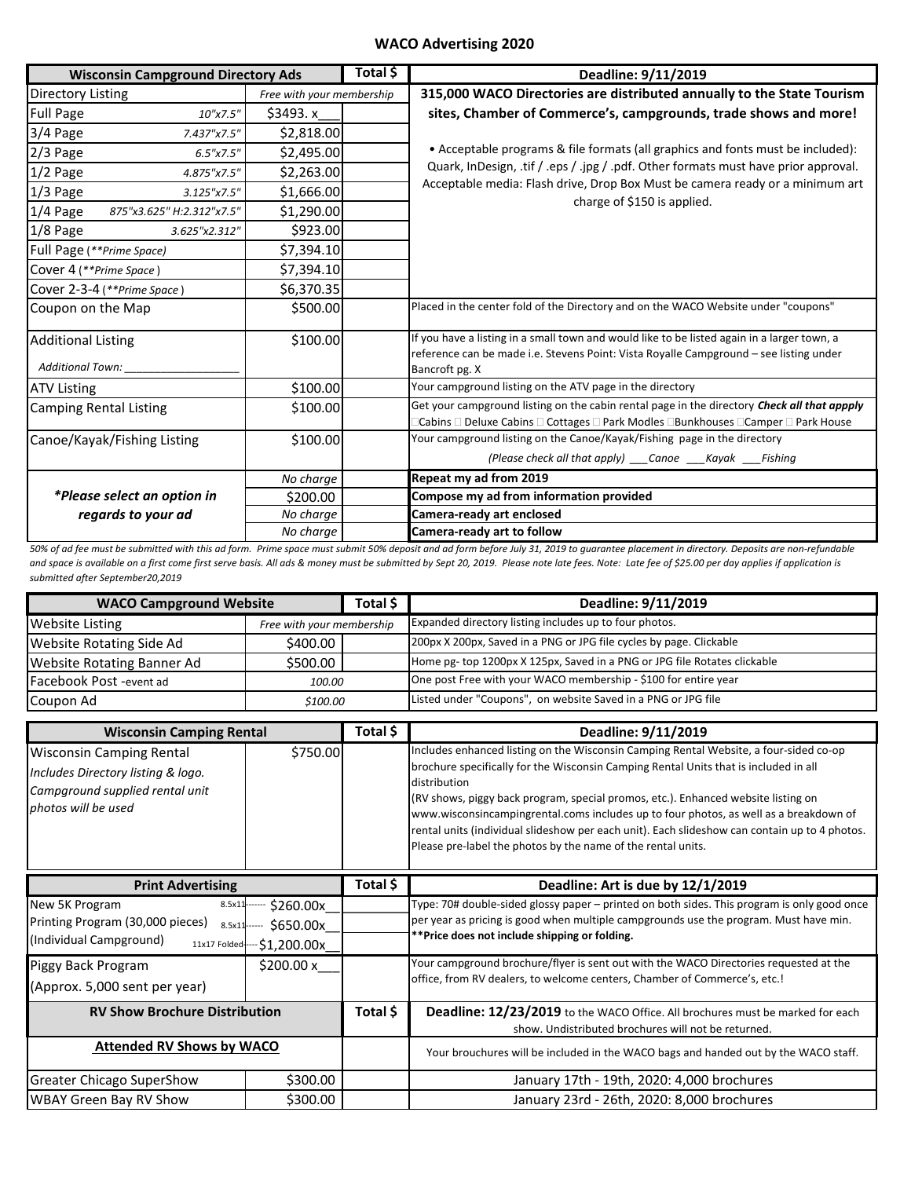# WACO Advertising 2020

| Wisconsin Campground Directory Ads | | Total $ | Deadline: 9/11/2019 |
|---|---|---|---|
| Directory Listing | *Free with your membership* | | **315,000 WACO Directories are distributed annually to the State Tourism sites, Chamber of Commerce's, campgrounds, trade shows and more!** |
| Full Page *10"x7.5"* | $3493. x___ | | • Acceptable programs & file formats (all graphics and fonts must be included): Quark, InDesign, .tif / .eps / .jpg / .pdf. Other formats must have prior approval. Acceptable media: Flash drive, Drop Box Must be camera ready or a minimum art charge of $150 is applied. |
| 3/4 Page *7.437"x7.5"* | $2,818.00 | | |
| 2/3 Page *6.5"x7.5"* | $2,495.00 | | |
| 1/2 Page *4.875"x7.5"* | $2,263.00 | | |
| 1/3 Page *3.125"x7.5"* | $1,666.00 | | |
| 1/4 Page *875"x3.625" H:2.312"x7.5"* | $1,290.00 | | |
| 1/8 Page *3.625"x2.312"* | $923.00 | | |
| Full Page (*\*\*Prime Space)* | $7,394.10 | | |
| Cover 4 (*\*\*Prime Space* ) | $7,394.10 | | |
| Cover 2-3-4 (*\*\*Prime Space* ) | $6,370.35 | | |
| Coupon on the Map | $500.00 | | Placed in the center fold of the Directory and on the WACO Website under "coupons" |
| Additional Listing *Additional Town: __________________* | $100.00 | | If you have a listing in a small town and would like to be listed again in a larger town, a reference can be made i.e. Stevens Point: Vista Royalle Campground – see listing under Bancroft pg. X |
| ATV Listing | $100.00 | | Your campground listing on the ATV page in the directory |
| Camping Rental Listing | $100.00 | | Get your campground listing on the cabin rental page in the directory ***Check all that appply*** ☐Cabins ☐ Deluxe Cabins ☐ Cottages ☐ Park Modles ☐Bunkhouses ☐Camper ☐ Park House |
| Canoe/Kayak/Fishing Listing | $100.00 | | Your campground listing on the Canoe/Kayak/Fishing page in the directory *(Please check all that apply) ___Canoe ___Kayak ___Fishing* |
| ***\*Please select an option in regards to your ad*** | *No charge* | | **Repeat my ad from 2019** |
| | $200.00 | | **Compose my ad from information provided** |
| | *No charge* | | **Camera-ready art enclosed** |
| | *No charge* | | **Camera-ready art to follow** |

*50% of ad fee must be submitted with this ad form. Prime space must submit 50% deposit and ad form before July 31, 2019 to guarantee placement in directory. Deposits are non-refundable and space is available on a first come first serve basis. All ads & money must be submitted by Sept 20, 2019. Please note late fees. Note: Late fee of $25.00 per day applies if application is submitted after September20,2019*

| WACO Campground Website | | Total $ | Deadline: 9/11/2019 |
|---|---|---|---|
| Website Listing | *Free with your membership* | | Expanded directory listing includes up to four photos. |
| Website Rotating Side Ad | $400.00 | | 200px X 200px, Saved in a PNG or JPG file cycles by page. Clickable |
| Website Rotating Banner Ad | $500.00 | | Home pg- top 1200px X 125px, Saved in a PNG or JPG file Rotates clickable |
| Facebook Post -event ad | *100.00* | | One post Free with your WACO membership - $100 for entire year |
| Coupon Ad | *$100.00* | | Listed under "Coupons", on website Saved in a PNG or JPG file |

| Wisconsin Camping Rental | | Total $ | Deadline: 9/11/2019 |
|---|---|---|---|
| Wisconsin Camping Rental *Includes Directory listing & logo. Campground supplied rental unit photos will be used* | $750.00 | | Includes enhanced listing on the Wisconsin Camping Rental Website, a four-sided co-op brochure specifically for the Wisconsin Camping Rental Units that is included in all distribution (RV shows, piggy back program, special promos, etc.). Enhanced website listing on www.wisconsincampingrental.coms includes up to four photos, as well as a breakdown of rental units (individual slideshow per each unit). Each slideshow can contain up to 4 photos. Please pre-label the photos by the name of the rental units. |

| Print Advertising | | Total $ | Deadline: Art is due by 12/1/2019 |
|---|---|---|---|
| New 5K Program | 8.5x11------- $260.00x__ | | Type: 70# double-sided glossy paper – printed on both sides. This program is only good once per year as pricing is good when multiple campgrounds use the program. Must have min. **\*\*Price does not include shipping or folding.** |
| Printing Program (30,000 pieces) | 8.5x11------ $650.00x__ | | |
| (Individual Campground) | 11x17 Folded----$1,200.00x__ | | |
| Piggy Back Program (Approx. 5,000 sent per year) | $200.00 x___ | | Your campground brochure/flyer is sent out with the WACO Directories requested at the office, from RV dealers, to welcome centers, Chamber of Commerce's, etc.! |

| RV Show Brochure Distribution | | Total $ | **Deadline: 12/23/2019** to the WACO Office. All brochures must be marked for each show. Undistributed brochures will not be returned. |
|---|---|---|---|
| **Attended RV Shows by WACO** | | | Your brouchures will be included in the WACO bags and handed out by the WACO staff. |
| Greater Chicago SuperShow | $300.00 | | January 17th - 19th, 2020: 4,000 brochures |
| WBAY Green Bay RV Show | $300.00 | | January 23rd - 26th, 2020: 8,000 brochures |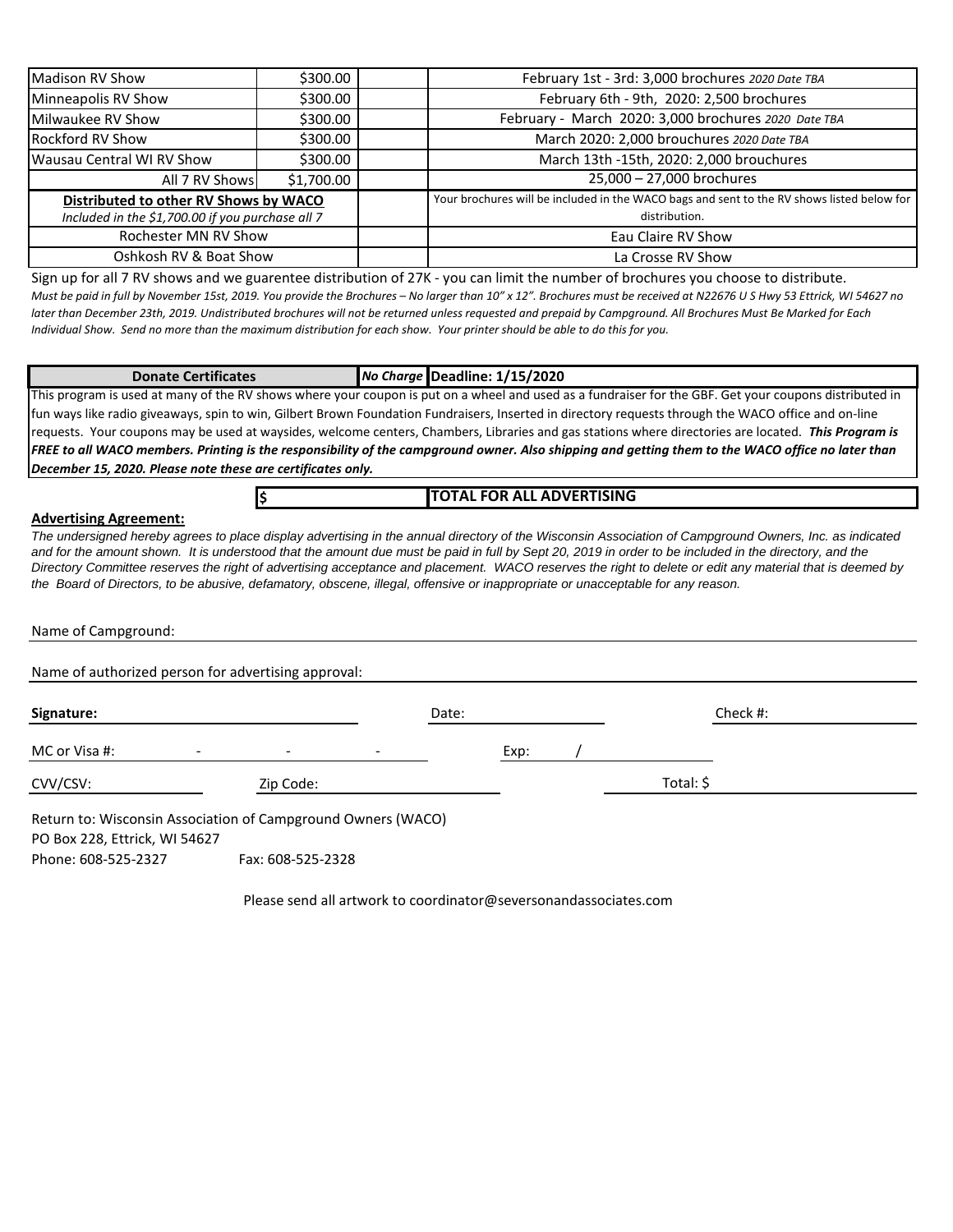| | | | |
|---|---|---|---|
| Madison RV Show | $300.00 | | February 1st - 3rd: 3,000 brochures *2020 Date TBA* |
| Minneapolis RV Show | $300.00 | | February 6th - 9th, 2020: 2,500 brochures |
| Milwaukee RV Show | $300.00 | | February - March 2020: 3,000 brochures *2020 Date TBA* |
| Rockford RV Show | $300.00 | | March 2020: 2,000 brouchures *2020 Date TBA* |
| Wausau Central WI RV Show | $300.00 | | March 13th -15th, 2020: 2,000 brouchures |
| All 7 RV Shows | $1,700.00 | | 25,000 – 27,000 brochures |
| **Distributed to other RV Shows by WACO** *Included in the $1,700.00 if you purchase all 7* | | | Your brochures will be included in the WACO bags and sent to the RV shows listed below for distribution. |
| Rochester MN RV Show | | | Eau Claire RV Show |
| Oshkosh RV & Boat Show | | | La Crosse RV Show |

Sign up for all 7 RV shows and we guarentee distribution of 27K - you can limit the number of brochures you choose to distribute.
*Must be paid in full by November 15st, 2019. You provide the Brochures – No larger than 10" x 12". Brochures must be received at N22676 U S Hwy 53 Ettrick, WI 54627 no later than December 23th, 2019. Undistributed brochures will not be returned unless requested and prepaid by Campground. All Brochures Must Be Marked for Each Individual Show. Send no more than the maximum distribution for each show. Your printer should be able to do this for you.*

| **Donate Certificates** | | *No Charge* | **Deadline: 1/15/2020** |
|---|---|---|---|

This program is used at many of the RV shows where your coupon is put on a wheel and used as a fundraiser for the GBF. Get your coupons distributed in fun ways like radio giveaways, spin to win, Gilbert Brown Foundation Fundraisers, Inserted in directory requests through the WACO office and on-line requests. Your coupons may be used at waysides, welcome centers, Chambers, Libraries and gas stations where directories are located. ***This Program is FREE to all WACO members. Printing is the responsibility of the campground owner. Also shipping and getting them to the WACO office no later than December 15, 2020. Please note these are certificates only.***

| | |
|---|---|
| **$** | **TOTAL FOR ALL ADVERTISING** |

**Advertising Agreement:**

*The undersigned hereby agrees to place display advertising in the annual directory of the Wisconsin Association of Campground Owners, Inc. as indicated and for the amount shown. It is understood that the amount due must be paid in full by Sept 20, 2019 in order to be included in the directory, and the Directory Committee reserves the right of advertising acceptance and placement. WACO reserves the right to delete or edit any material that is deemed by the Board of Directors, to be abusive, defamatory, obscene, illegal, offensive or inappropriate or unacceptable for any reason.*

Name of Campground: ______________________________

Name of authorized person for advertising approval: ______________________________

**Signature:** ______________ Date: ______________ Check #: ______________

MC or Visa #: ____ - ____ - ____ - ____ Exp: ____ / ____

CVV/CSV: ______________ Zip Code: ______________ Total: $ ______________

Return to: Wisconsin Association of Campground Owners (WACO)
PO Box 228, Ettrick, WI 54627
Phone: 608-525-2327 Fax: 608-525-2328

Please send all artwork to coordinator@seversonandassociates.com